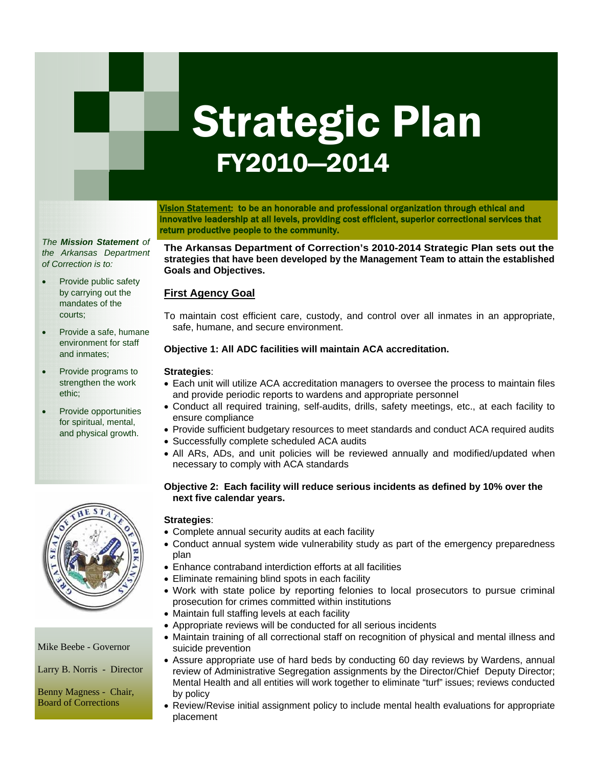# Strategic Plan
## FY2010—2014

**Vision Statement: to be an honorable and professional organization through ethical and innovative leadership at all levels, providing cost efficient, superior correctional services that return productive people to the community.**

*The **Mission Statement** of the Arkansas Department of Correction is to:*

- Provide public safety by carrying out the mandates of the courts;
- Provide a safe, humane environment for staff and inmates;
- Provide programs to strengthen the work ethic;
- Provide opportunities for spiritual, mental, and physical growth.

Mike Beebe - Governor

Larry B. Norris - Director

Benny Magness - Chair, Board of Corrections

**The Arkansas Department of Correction's 2010-2014 Strategic Plan sets out the strategies that have been developed by the Management Team to attain the established Goals and Objectives.**

## First Agency Goal

To maintain cost efficient care, custody, and control over all inmates in an appropriate, safe, humane, and secure environment.

**Objective 1: All ADC facilities will maintain ACA accreditation.**

**Strategies**:

- Each unit will utilize ACA accreditation managers to oversee the process to maintain files and provide periodic reports to wardens and appropriate personnel
- Conduct all required training, self-audits, drills, safety meetings, etc., at each facility to ensure compliance
- Provide sufficient budgetary resources to meet standards and conduct ACA required audits
- Successfully complete scheduled ACA audits
- All ARs, ADs, and unit policies will be reviewed annually and modified/updated when necessary to comply with ACA standards

**Objective 2: Each facility will reduce serious incidents as defined by 10% over the next five calendar years.**

**Strategies**:

- Complete annual security audits at each facility
- Conduct annual system wide vulnerability study as part of the emergency preparedness plan
- Enhance contraband interdiction efforts at all facilities
- Eliminate remaining blind spots in each facility
- Work with state police by reporting felonies to local prosecutors to pursue criminal prosecution for crimes committed within institutions
- Maintain full staffing levels at each facility
- Appropriate reviews will be conducted for all serious incidents
- Maintain training of all correctional staff on recognition of physical and mental illness and suicide prevention
- Assure appropriate use of hard beds by conducting 60 day reviews by Wardens, annual review of Administrative Segregation assignments by the Director/Chief Deputy Director; Mental Health and all entities will work together to eliminate "turf" issues; reviews conducted by policy
- Review/Revise initial assignment policy to include mental health evaluations for appropriate placement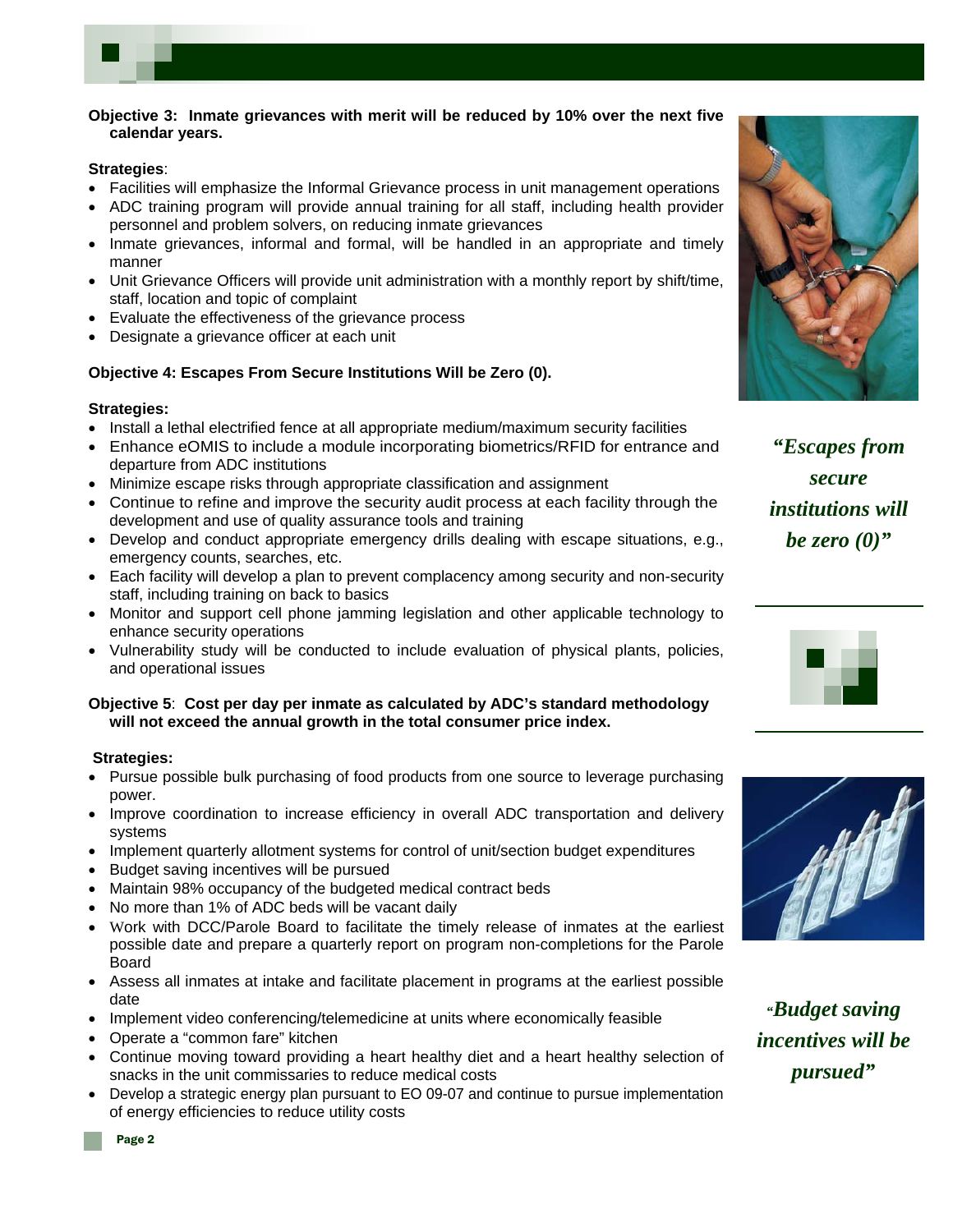**Objective 3: Inmate grievances with merit will be reduced by 10% over the next five calendar years.**

**Strategies**:

- Facilities will emphasize the Informal Grievance process in unit management operations
- ADC training program will provide annual training for all staff, including health provider personnel and problem solvers, on reducing inmate grievances
- Inmate grievances, informal and formal, will be handled in an appropriate and timely manner
- Unit Grievance Officers will provide unit administration with a monthly report by shift/time, staff, location and topic of complaint
- Evaluate the effectiveness of the grievance process
- Designate a grievance officer at each unit

**Objective 4: Escapes From Secure Institutions Will be Zero (0).**

**Strategies:**

- Install a lethal electrified fence at all appropriate medium/maximum security facilities
- Enhance eOMIS to include a module incorporating biometrics/RFID for entrance and departure from ADC institutions
- Minimize escape risks through appropriate classification and assignment
- Continue to refine and improve the security audit process at each facility through the development and use of quality assurance tools and training
- Develop and conduct appropriate emergency drills dealing with escape situations, e.g., emergency counts, searches, etc.
- Each facility will develop a plan to prevent complacency among security and non-security staff, including training on back to basics
- Monitor and support cell phone jamming legislation and other applicable technology to enhance security operations
- Vulnerability study will be conducted to include evaluation of physical plants, policies, and operational issues

*"Escapes from secure institutions will be zero (0)"*

**Objective 5**: **Cost per day per inmate as calculated by ADC's standard methodology will not exceed the annual growth in the total consumer price index.**

**Strategies:**

- Pursue possible bulk purchasing of food products from one source to leverage purchasing power.
- Improve coordination to increase efficiency in overall ADC transportation and delivery systems
- Implement quarterly allotment systems for control of unit/section budget expenditures
- Budget saving incentives will be pursued
- Maintain 98% occupancy of the budgeted medical contract beds
- No more than 1% of ADC beds will be vacant daily
- Work with DCC/Parole Board to facilitate the timely release of inmates at the earliest possible date and prepare a quarterly report on program non-completions for the Parole Board
- Assess all inmates at intake and facilitate placement in programs at the earliest possible date
- Implement video conferencing/telemedicine at units where economically feasible
- Operate a "common fare" kitchen
- Continue moving toward providing a heart healthy diet and a heart healthy selection of snacks in the unit commissaries to reduce medical costs
- Develop a strategic energy plan pursuant to EO 09-07 and continue to pursue implementation of energy efficiencies to reduce utility costs

*"Budget saving incentives will be pursued"*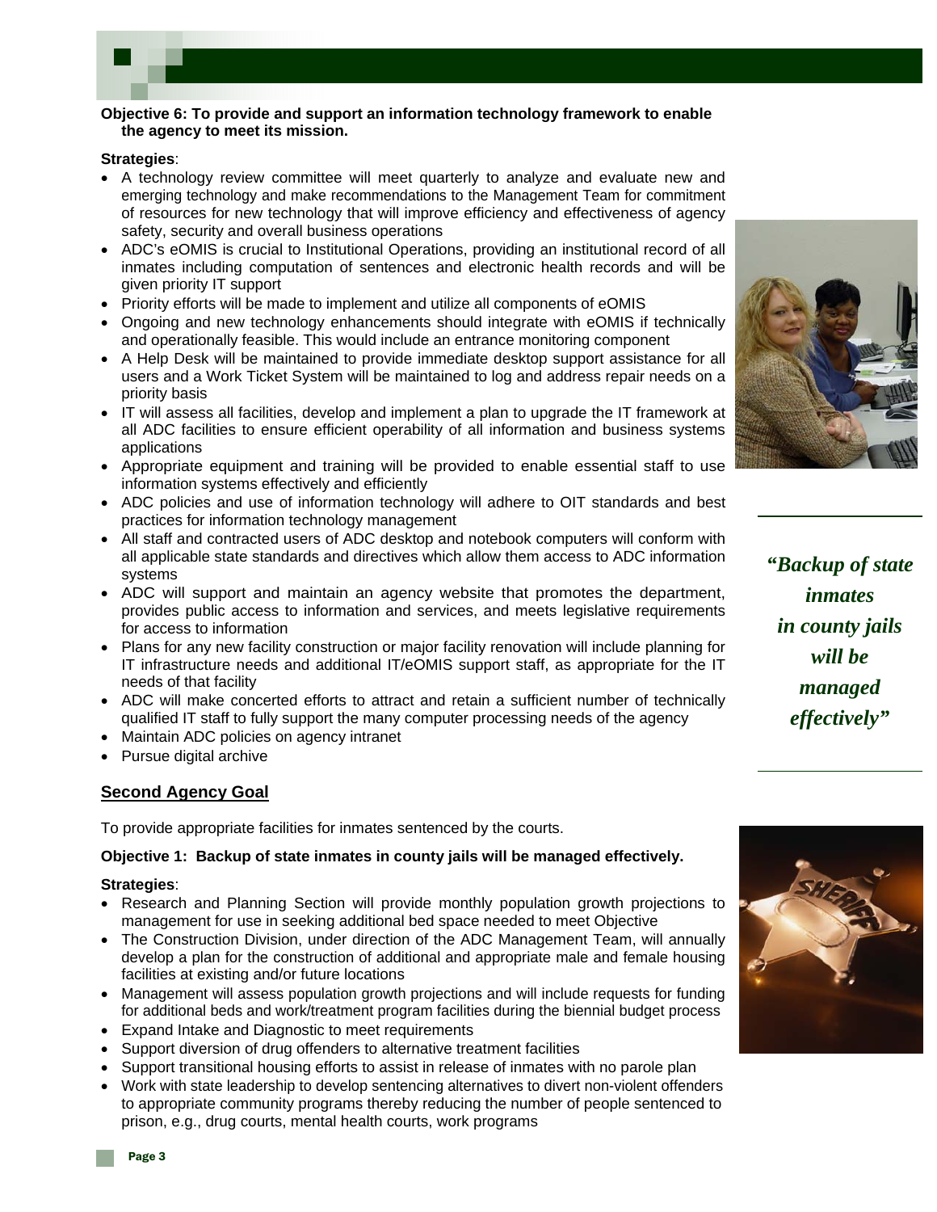**Objective 6: To provide and support an information technology framework to enable the agency to meet its mission.**

**Strategies**:

- A technology review committee will meet quarterly to analyze and evaluate new and emerging technology and make recommendations to the Management Team for commitment of resources for new technology that will improve efficiency and effectiveness of agency safety, security and overall business operations
- ADC's eOMIS is crucial to Institutional Operations, providing an institutional record of all inmates including computation of sentences and electronic health records and will be given priority IT support
- Priority efforts will be made to implement and utilize all components of eOMIS
- Ongoing and new technology enhancements should integrate with eOMIS if technically and operationally feasible. This would include an entrance monitoring component
- A Help Desk will be maintained to provide immediate desktop support assistance for all users and a Work Ticket System will be maintained to log and address repair needs on a priority basis
- IT will assess all facilities, develop and implement a plan to upgrade the IT framework at all ADC facilities to ensure efficient operability of all information and business systems applications
- Appropriate equipment and training will be provided to enable essential staff to use information systems effectively and efficiently
- ADC policies and use of information technology will adhere to OIT standards and best practices for information technology management
- All staff and contracted users of ADC desktop and notebook computers will conform with all applicable state standards and directives which allow them access to ADC information systems
- ADC will support and maintain an agency website that promotes the department, provides public access to information and services, and meets legislative requirements for access to information
- Plans for any new facility construction or major facility renovation will include planning for IT infrastructure needs and additional IT/eOMIS support staff, as appropriate for the IT needs of that facility
- ADC will make concerted efforts to attract and retain a sufficient number of technically qualified IT staff to fully support the many computer processing needs of the agency
- Maintain ADC policies on agency intranet
- Pursue digital archive

*"Backup of state inmates in county jails will be managed effectively"*

## Second Agency Goal

To provide appropriate facilities for inmates sentenced by the courts.

**Objective 1: Backup of state inmates in county jails will be managed effectively.**

**Strategies**:

- Research and Planning Section will provide monthly population growth projections to management for use in seeking additional bed space needed to meet Objective
- The Construction Division, under direction of the ADC Management Team, will annually develop a plan for the construction of additional and appropriate male and female housing facilities at existing and/or future locations
- Management will assess population growth projections and will include requests for funding for additional beds and work/treatment program facilities during the biennial budget process
- Expand Intake and Diagnostic to meet requirements
- Support diversion of drug offenders to alternative treatment facilities
- Support transitional housing efforts to assist in release of inmates with no parole plan
- Work with state leadership to develop sentencing alternatives to divert non-violent offenders to appropriate community programs thereby reducing the number of people sentenced to prison, e.g., drug courts, mental health courts, work programs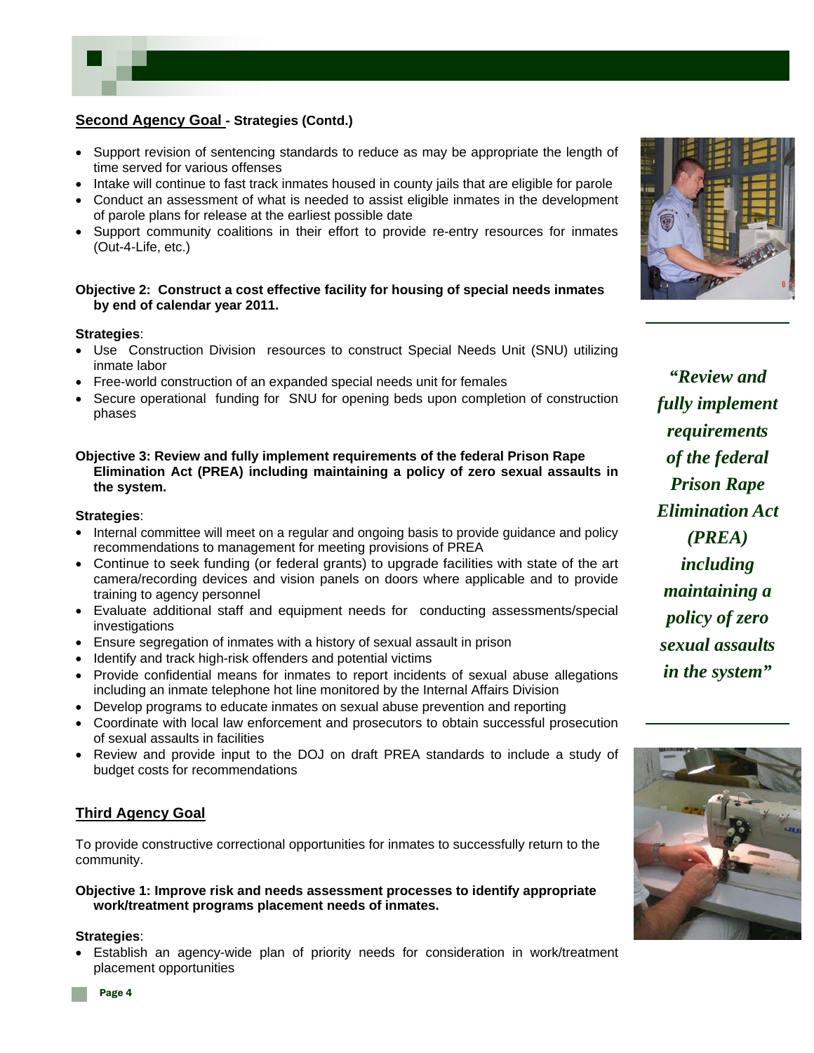**Second Agency Goal - Strategies (Contd.)**

- Support revision of sentencing standards to reduce as may be appropriate the length of time served for various offenses
- Intake will continue to fast track inmates housed in county jails that are eligible for parole
- Conduct an assessment of what is needed to assist eligible inmates in the development of parole plans for release at the earliest possible date
- Support community coalitions in their effort to provide re-entry resources for inmates (Out-4-Life, etc.)

**Objective 2: Construct a cost effective facility for housing of special needs inmates by end of calendar year 2011.**

**Strategies**:

- Use Construction Division resources to construct Special Needs Unit (SNU) utilizing inmate labor
- Free-world construction of an expanded special needs unit for females
- Secure operational funding for SNU for opening beds upon completion of construction phases

**Objective 3: Review and fully implement requirements of the federal Prison Rape Elimination Act (PREA) including maintaining a policy of zero sexual assaults in the system.**

**Strategies**:

- Internal committee will meet on a regular and ongoing basis to provide guidance and policy recommendations to management for meeting provisions of PREA
- Continue to seek funding (or federal grants) to upgrade facilities with state of the art camera/recording devices and vision panels on doors where applicable and to provide training to agency personnel
- Evaluate additional staff and equipment needs for conducting assessments/special investigations
- Ensure segregation of inmates with a history of sexual assault in prison
- Identify and track high-risk offenders and potential victims
- Provide confidential means for inmates to report incidents of sexual abuse allegations including an inmate telephone hot line monitored by the Internal Affairs Division
- Develop programs to educate inmates on sexual abuse prevention and reporting
- Coordinate with local law enforcement and prosecutors to obtain successful prosecution of sexual assaults in facilities
- Review and provide input to the DOJ on draft PREA standards to include a study of budget costs for recommendations

***"Review and fully implement requirements of the federal Prison Rape Elimination Act (PREA) including maintaining a policy of zero sexual assaults in the system"***

**Third Agency Goal**

To provide constructive correctional opportunities for inmates to successfully return to the community.

**Objective 1: Improve risk and needs assessment processes to identify appropriate work/treatment programs placement needs of inmates.**

**Strategies**:

- Establish an agency-wide plan of priority needs for consideration in work/treatment placement opportunities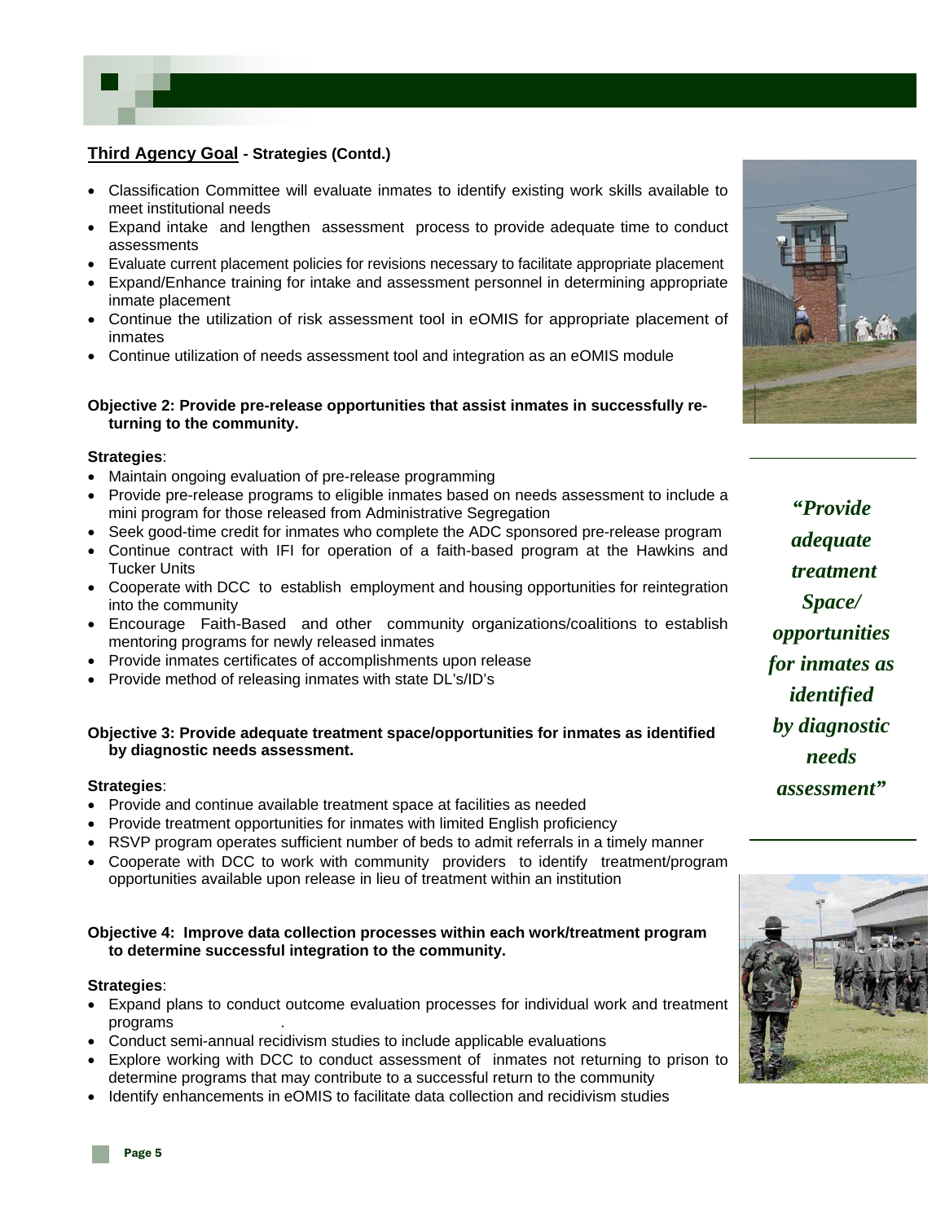## Third Agency Goal - Strategies (Contd.)

- Classification Committee will evaluate inmates to identify existing work skills available to meet institutional needs
- Expand intake and lengthen assessment process to provide adequate time to conduct assessments
- Evaluate current placement policies for revisions necessary to facilitate appropriate placement
- Expand/Enhance training for intake and assessment personnel in determining appropriate inmate placement
- Continue the utilization of risk assessment tool in eOMIS for appropriate placement of inmates
- Continue utilization of needs assessment tool and integration as an eOMIS module

**Objective 2: Provide pre-release opportunities that assist inmates in successfully returning to the community.**

**Strategies**:

- Maintain ongoing evaluation of pre-release programming
- Provide pre-release programs to eligible inmates based on needs assessment to include a mini program for those released from Administrative Segregation
- Seek good-time credit for inmates who complete the ADC sponsored pre-release program
- Continue contract with IFI for operation of a faith-based program at the Hawkins and Tucker Units
- Cooperate with DCC to establish employment and housing opportunities for reintegration into the community
- Encourage Faith-Based and other community organizations/coalitions to establish mentoring programs for newly released inmates
- Provide inmates certificates of accomplishments upon release
- Provide method of releasing inmates with state DL's/ID's

**Objective 3: Provide adequate treatment space/opportunities for inmates as identified by diagnostic needs assessment.**

**Strategies**:

- Provide and continue available treatment space at facilities as needed
- Provide treatment opportunities for inmates with limited English proficiency
- RSVP program operates sufficient number of beds to admit referrals in a timely manner
- Cooperate with DCC to work with community providers to identify treatment/program opportunities available upon release in lieu of treatment within an institution

**Objective 4: Improve data collection processes within each work/treatment program to determine successful integration to the community.**

**Strategies**:

- Expand plans to conduct outcome evaluation processes for individual work and treatment programs
- Conduct semi-annual recidivism studies to include applicable evaluations
- Explore working with DCC to conduct assessment of inmates not returning to prison to determine programs that may contribute to a successful return to the community
- Identify enhancements in eOMIS to facilitate data collection and recidivism studies

***"Provide adequate treatment Space/ opportunities for inmates as identified by diagnostic needs assessment"***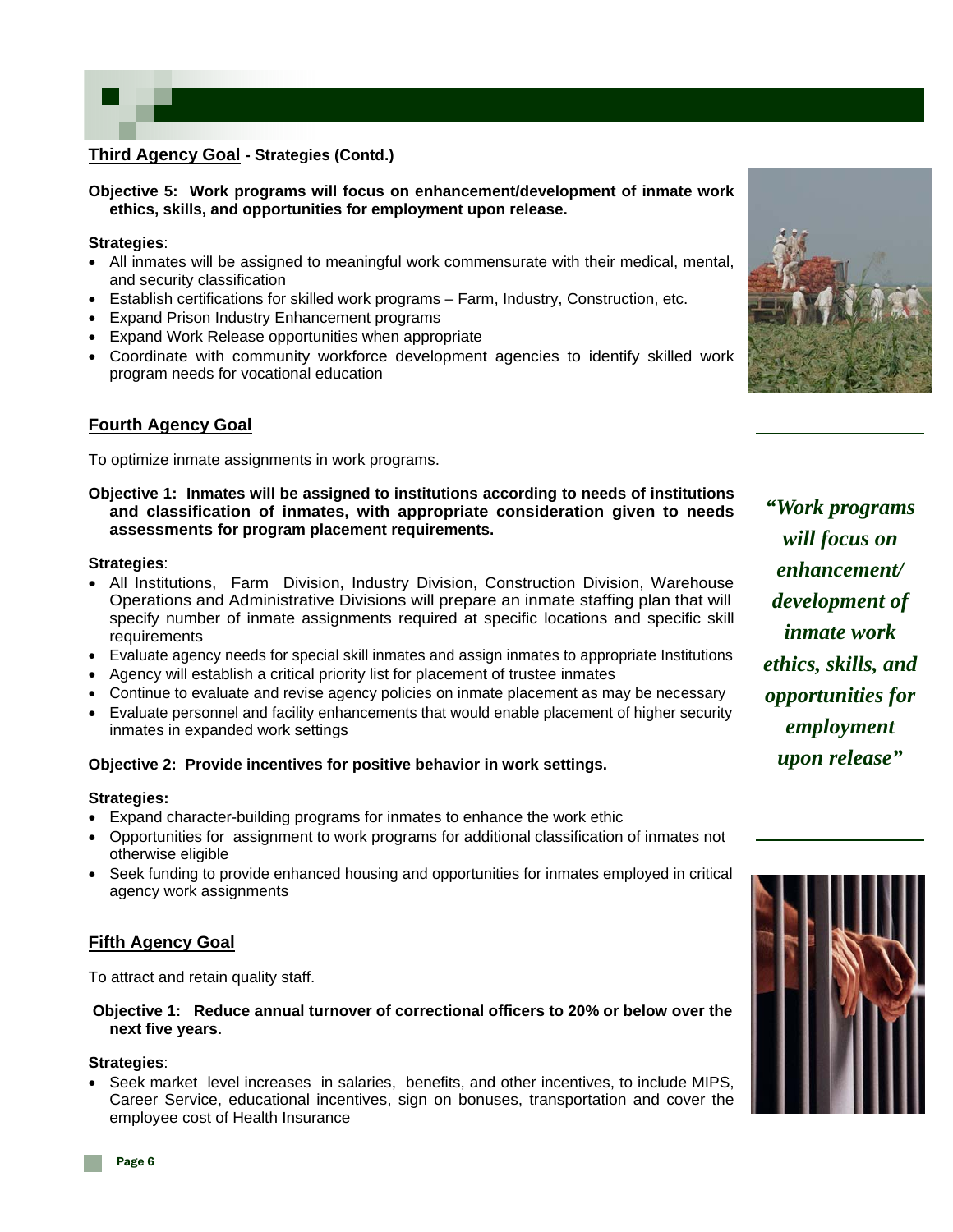**Third Agency Goal - Strategies (Contd.)**

**Objective 5: Work programs will focus on enhancement/development of inmate work ethics, skills, and opportunities for employment upon release.**

**Strategies**:

- All inmates will be assigned to meaningful work commensurate with their medical, mental, and security classification
- Establish certifications for skilled work programs – Farm, Industry, Construction, etc.
- Expand Prison Industry Enhancement programs
- Expand Work Release opportunities when appropriate
- Coordinate with community workforce development agencies to identify skilled work program needs for vocational education

## Fourth Agency Goal

To optimize inmate assignments in work programs.

**Objective 1: Inmates will be assigned to institutions according to needs of institutions and classification of inmates, with appropriate consideration given to needs assessments for program placement requirements.**

**Strategies**:

- All Institutions, Farm Division, Industry Division, Construction Division, Warehouse Operations and Administrative Divisions will prepare an inmate staffing plan that will specify number of inmate assignments required at specific locations and specific skill requirements
- Evaluate agency needs for special skill inmates and assign inmates to appropriate Institutions
- Agency will establish a critical priority list for placement of trustee inmates
- Continue to evaluate and revise agency policies on inmate placement as may be necessary
- Evaluate personnel and facility enhancements that would enable placement of higher security inmates in expanded work settings

**Objective 2: Provide incentives for positive behavior in work settings.**

**Strategies:**

- Expand character-building programs for inmates to enhance the work ethic
- Opportunities for assignment to work programs for additional classification of inmates not otherwise eligible
- Seek funding to provide enhanced housing and opportunities for inmates employed in critical agency work assignments

*"Work programs will focus on enhancement/ development of inmate work ethics, skills, and opportunities for employment upon release"*

## Fifth Agency Goal

To attract and retain quality staff.

**Objective 1: Reduce annual turnover of correctional officers to 20% or below over the next five years.**

**Strategies**:

- Seek market level increases in salaries, benefits, and other incentives, to include MIPS, Career Service, educational incentives, sign on bonuses, transportation and cover the employee cost of Health Insurance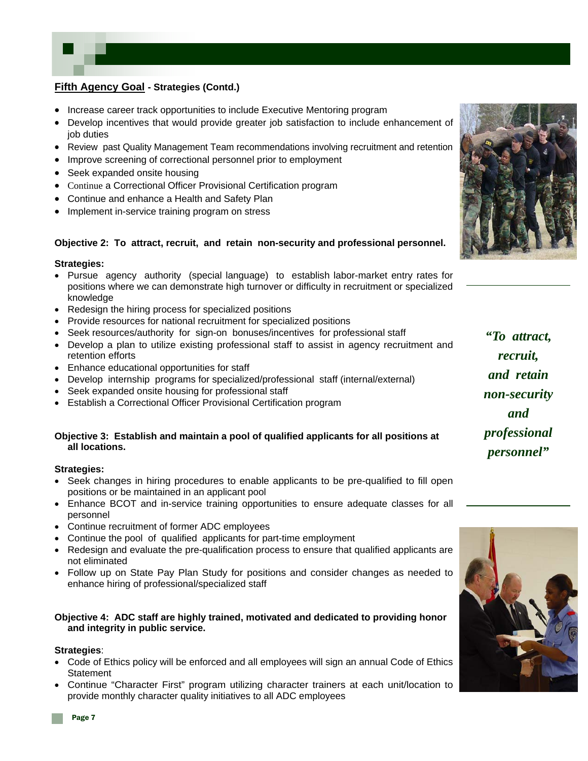**Fifth Agency Goal - Strategies (Contd.)**

- Increase career track opportunities to include Executive Mentoring program
- Develop incentives that would provide greater job satisfaction to include enhancement of job duties
- Review past Quality Management Team recommendations involving recruitment and retention
- Improve screening of correctional personnel prior to employment
- Seek expanded onsite housing
- Continue a Correctional Officer Provisional Certification program
- Continue and enhance a Health and Safety Plan
- Implement in-service training program on stress

**Objective 2: To attract, recruit, and retain non-security and professional personnel.**

**Strategies:**

- Pursue agency authority (special language) to establish labor-market entry rates for positions where we can demonstrate high turnover or difficulty in recruitment or specialized knowledge
- Redesign the hiring process for specialized positions
- Provide resources for national recruitment for specialized positions
- Seek resources/authority for sign-on bonuses/incentives for professional staff
- Develop a plan to utilize existing professional staff to assist in agency recruitment and retention efforts
- Enhance educational opportunities for staff
- Develop internship programs for specialized/professional staff (internal/external)
- Seek expanded onsite housing for professional staff
- Establish a Correctional Officer Provisional Certification program

*"To attract, recruit, and retain non-security and professional personnel"*

**Objective 3: Establish and maintain a pool of qualified applicants for all positions at all locations.**

**Strategies:**

- Seek changes in hiring procedures to enable applicants to be pre-qualified to fill open positions or be maintained in an applicant pool
- Enhance BCOT and in-service training opportunities to ensure adequate classes for all personnel
- Continue recruitment of former ADC employees
- Continue the pool of qualified applicants for part-time employment
- Redesign and evaluate the pre-qualification process to ensure that qualified applicants are not eliminated
- Follow up on State Pay Plan Study for positions and consider changes as needed to enhance hiring of professional/specialized staff

**Objective 4: ADC staff are highly trained, motivated and dedicated to providing honor and integrity in public service.**

**Strategies**:

- Code of Ethics policy will be enforced and all employees will sign an annual Code of Ethics Statement
- Continue "Character First" program utilizing character trainers at each unit/location to provide monthly character quality initiatives to all ADC employees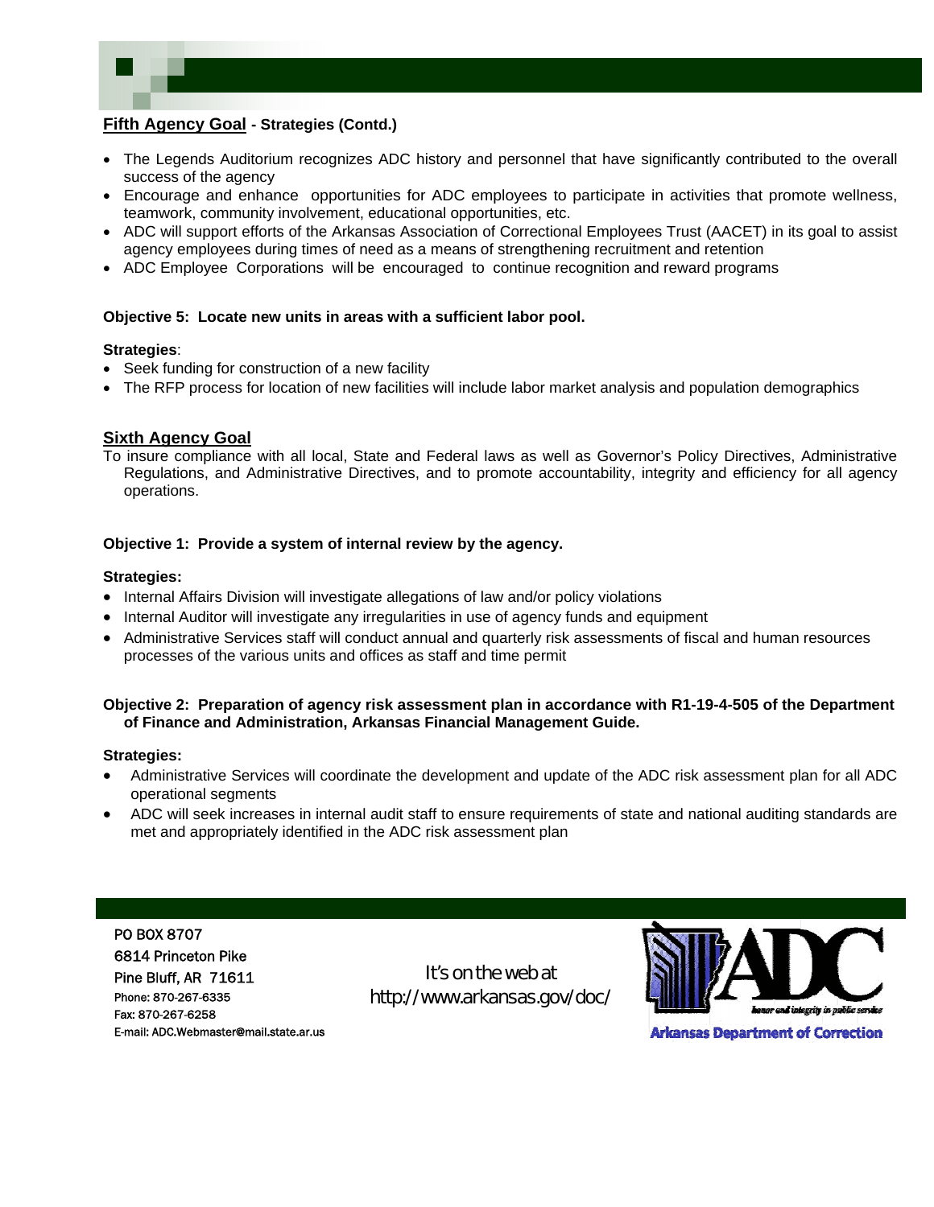**<u>Fifth Agency Goal</u> - Strategies (Contd.)**

- The Legends Auditorium recognizes ADC history and personnel that have significantly contributed to the overall success of the agency
- Encourage and enhance opportunities for ADC employees to participate in activities that promote wellness, teamwork, community involvement, educational opportunities, etc.
- ADC will support efforts of the Arkansas Association of Correctional Employees Trust (AACET) in its goal to assist agency employees during times of need as a means of strengthening recruitment and retention
- ADC Employee Corporations will be encouraged to continue recognition and reward programs

**Objective 5: Locate new units in areas with a sufficient labor pool.**

**Strategies**:

- Seek funding for construction of a new facility
- The RFP process for location of new facilities will include labor market analysis and population demographics

## <u>Sixth Agency Goal</u>

To insure compliance with all local, State and Federal laws as well as Governor's Policy Directives, Administrative Regulations, and Administrative Directives, and to promote accountability, integrity and efficiency for all agency operations.

**Objective 1: Provide a system of internal review by the agency.**

**Strategies:**

- Internal Affairs Division will investigate allegations of law and/or policy violations
- Internal Auditor will investigate any irregularities in use of agency funds and equipment
- Administrative Services staff will conduct annual and quarterly risk assessments of fiscal and human resources processes of the various units and offices as staff and time permit

**Objective 2: Preparation of agency risk assessment plan in accordance with R1-19-4-505 of the Department of Finance and Administration, Arkansas Financial Management Guide.**

**Strategies:**

- Administrative Services will coordinate the development and update of the ADC risk assessment plan for all ADC operational segments
- ADC will seek increases in internal audit staff to ensure requirements of state and national auditing standards are met and appropriately identified in the ADC risk assessment plan

PO BOX 8707
6814 Princeton Pike
Pine Bluff, AR 71611
Phone: 870-267-6335
Fax: 870-267-6258
E-mail: ADC.Webmaster@mail.state.ar.us

It's on the web at
http://www.arkansas.gov/doc/

ADC
honor and integrity in public service
Arkansas Department of Correction